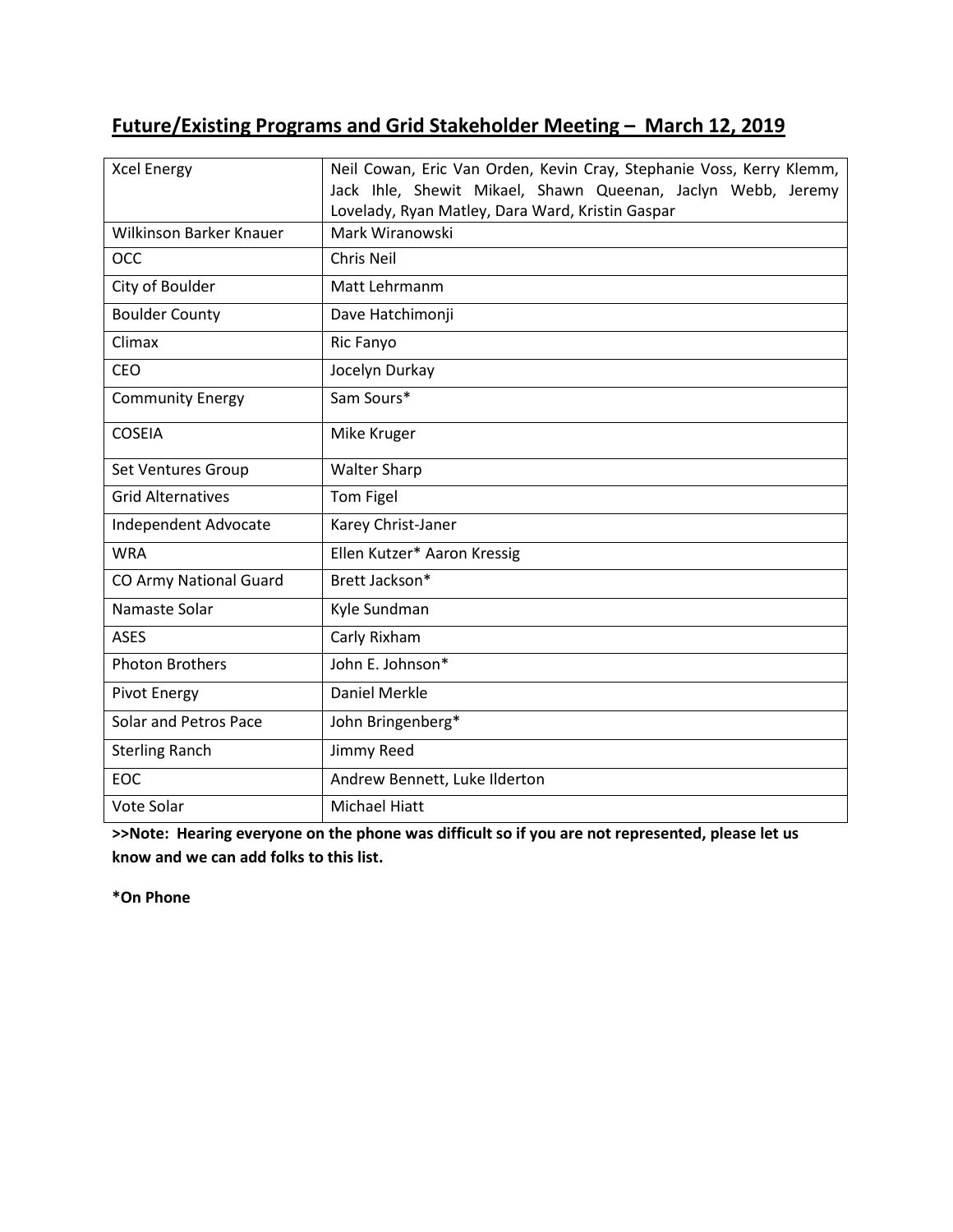## Future/Existing Programs and Grid Stakeholder Meeting – March 12, 2019

| | |
|---|---|
| Xcel Energy | Neil Cowan, Eric Van Orden, Kevin Cray, Stephanie Voss, Kerry Klemm, Jack Ihle, Shewit Mikael, Shawn Queenan, Jaclyn Webb, Jeremy Lovelady, Ryan Matley, Dara Ward, Kristin Gaspar |
| Wilkinson Barker Knauer | Mark Wiranowski |
| OCC | Chris Neil |
| City of Boulder | Matt Lehrmanm |
| Boulder County | Dave Hatchimonji |
| Climax | Ric Fanyo |
| CEO | Jocelyn Durkay |
| Community Energy | Sam Sours* |
| COSEIA | Mike Kruger |
| Set Ventures Group | Walter Sharp |
| Grid Alternatives | Tom Figel |
| Independent Advocate | Karey Christ-Janer |
| WRA | Ellen Kutzer* Aaron Kressig |
| CO Army National Guard | Brett Jackson* |
| Namaste Solar | Kyle Sundman |
| ASES | Carly Rixham |
| Photon Brothers | John E. Johnson* |
| Pivot Energy | Daniel Merkle |
| Solar and Petros Pace | John Bringenberg* |
| Sterling Ranch | Jimmy Reed |
| EOC | Andrew Bennett, Luke Ilderton |
| Vote Solar | Michael Hiatt |

**>>Note: Hearing everyone on the phone was difficult so if you are not represented, please let us know and we can add folks to this list.**

**\*On Phone**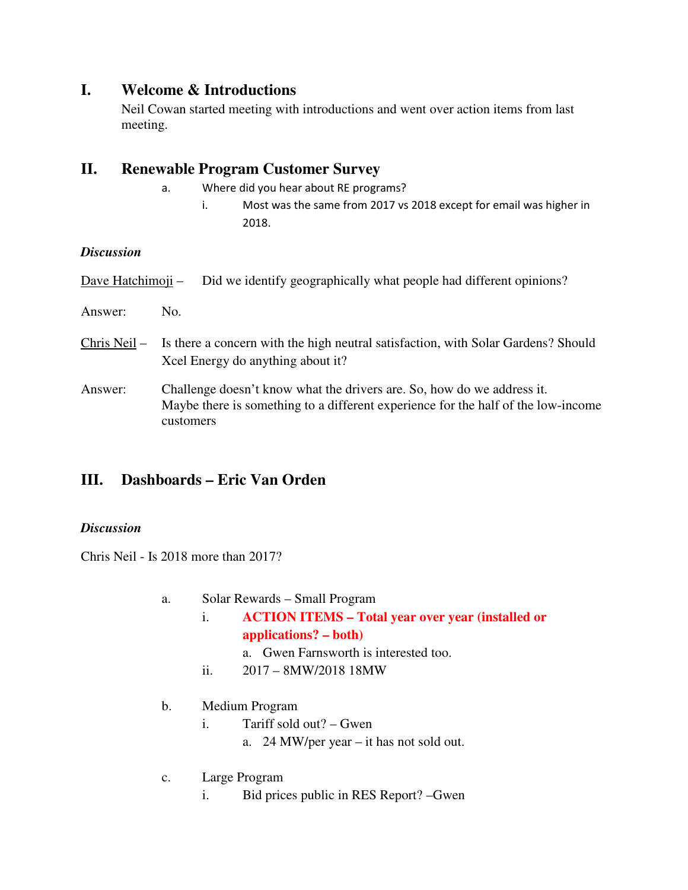## I. Welcome & Introductions

Neil Cowan started meeting with introductions and went over action items from last meeting.

## II. Renewable Program Customer Survey

a. Where did you hear about RE programs?
   i. Most was the same from 2017 vs 2018 except for email was higher in 2018.

***Discussion***

Dave Hatchimoji – Did we identify geographically what people had different opinions?

Answer: No.

Chris Neil – Is there a concern with the high neutral satisfaction, with Solar Gardens? Should Xcel Energy do anything about it?

Answer: Challenge doesn't know what the drivers are. So, how do we address it. Maybe there is something to a different experience for the half of the low-income customers

## III. Dashboards – Eric Van Orden

***Discussion***

Chris Neil - Is 2018 more than 2017?

a. Solar Rewards – Small Program
   i. **ACTION ITEMS – Total year over year (installed or applications? – both)**
      a. Gwen Farnsworth is interested too.
   ii. 2017 – 8MW/2018 18MW

b. Medium Program
   i. Tariff sold out? – Gwen
      a. 24 MW/per year – it has not sold out.

c. Large Program
   i. Bid prices public in RES Report? –Gwen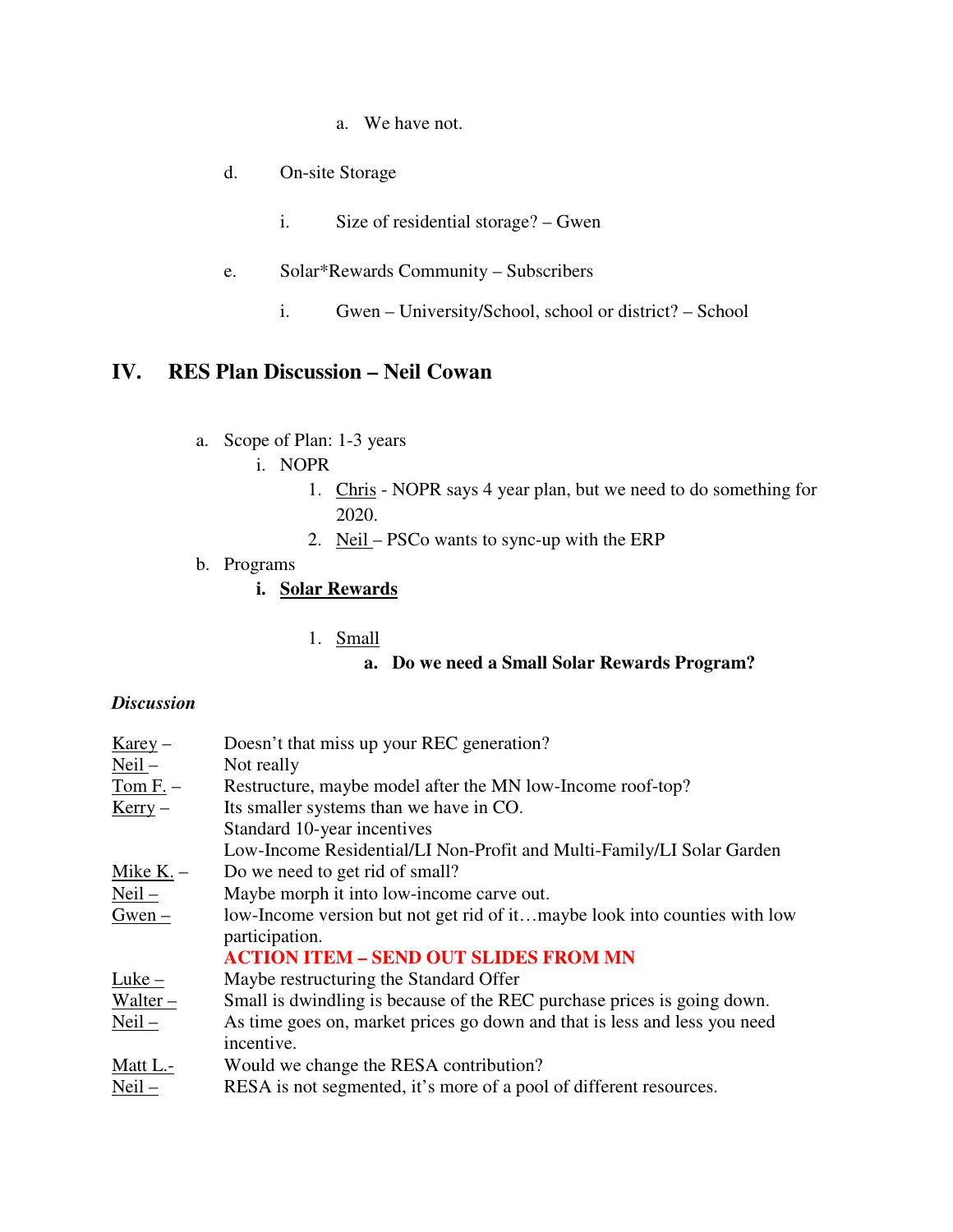a. We have not.

d. On-site Storage

i. Size of residential storage? – Gwen

e. Solar*Rewards Community – Subscribers

i. Gwen – University/School, school or district? – School

## IV. RES Plan Discussion – Neil Cowan

a. Scope of Plan: 1-3 years
   - i. NOPR
     1. Chris - NOPR says 4 year plan, but we need to do something for 2020.
     2. Neil – PSCo wants to sync-up with the ERP

b. Programs
   - **i. Solar Rewards**
     1. Small
        - **a. Do we need a Small Solar Rewards Program?**

***Discussion***

| | |
|---|---|
| Karey – | Doesn't that miss up your REC generation? |
| Neil – | Not really |
| Tom F. – | Restructure, maybe model after the MN low-Income roof-top? |
| Kerry – | Its smaller systems than we have in CO.<br>Standard 10-year incentives<br>Low-Income Residential/LI Non-Profit and Multi-Family/LI Solar Garden |
| Mike K. – | Do we need to get rid of small? |
| Neil – | Maybe morph it into low-income carve out. |
| Gwen – | low-Income version but not get rid of it…maybe look into counties with low participation.<br>**ACTION ITEM – SEND OUT SLIDES FROM MN** |
| Luke – | Maybe restructuring the Standard Offer |
| Walter – | Small is dwindling is because of the REC purchase prices is going down. |
| Neil – | As time goes on, market prices go down and that is less and less you need incentive. |
| Matt L.- | Would we change the RESA contribution? |
| Neil – | RESA is not segmented, it's more of a pool of different resources. |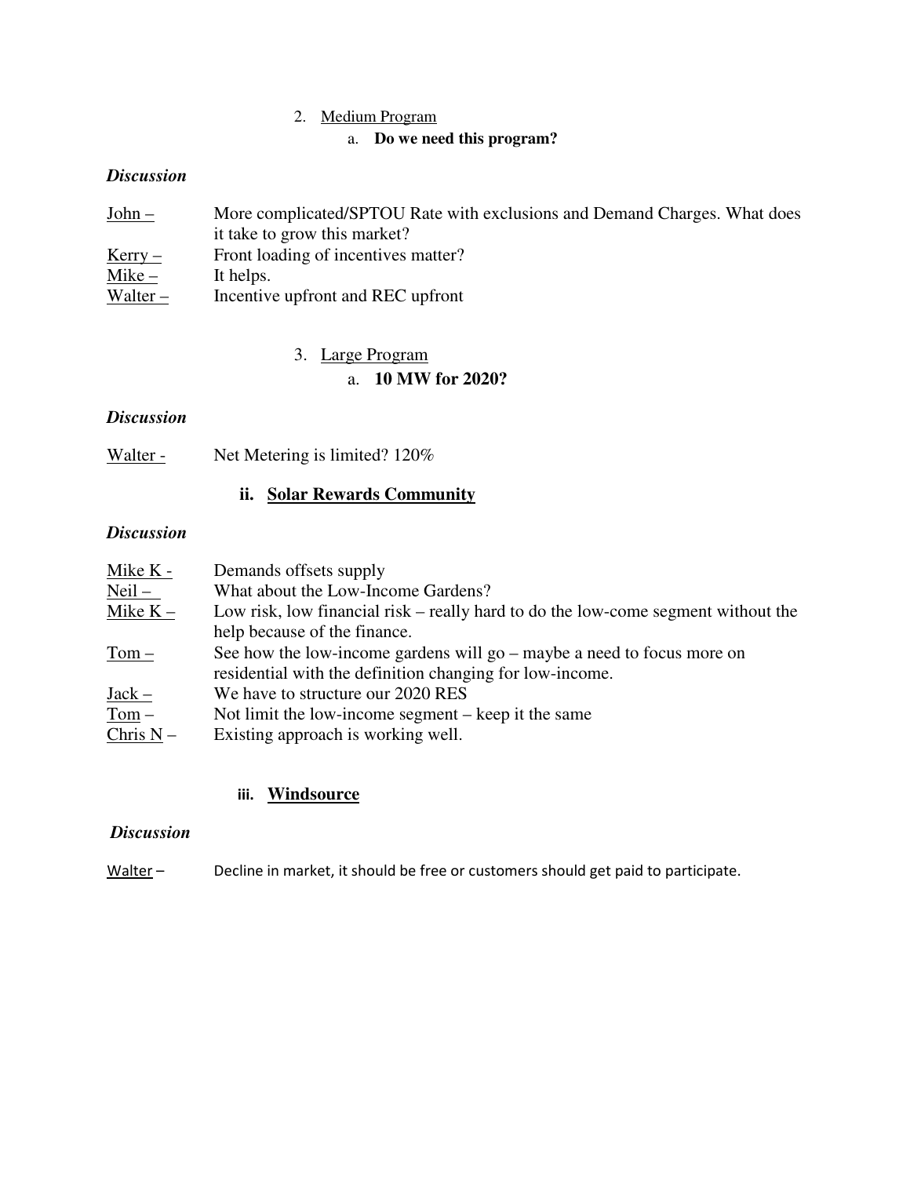2. Medium Program
    a. **Do we need this program?**

***Discussion***

John – More complicated/SPTOU Rate with exclusions and Demand Charges. What does it take to grow this market?

Kerry – Front loading of incentives matter?

Mike – It helps.

Walter – Incentive upfront and REC upfront

3. Large Program
    a. **10 MW for 2020?**

***Discussion***

Walter - Net Metering is limited? 120%

**ii. Solar Rewards Community**

***Discussion***

Mike K - Demands offsets supply

Neil – What about the Low-Income Gardens?

Mike K – Low risk, low financial risk – really hard to do the low-come segment without the help because of the finance.

Tom – See how the low-income gardens will go – maybe a need to focus more on residential with the definition changing for low-income.

Jack – We have to structure our 2020 RES

Tom – Not limit the low-income segment – keep it the same

Chris N – Existing approach is working well.

**iii. Windsource**

***Discussion***

Walter – Decline in market, it should be free or customers should get paid to participate.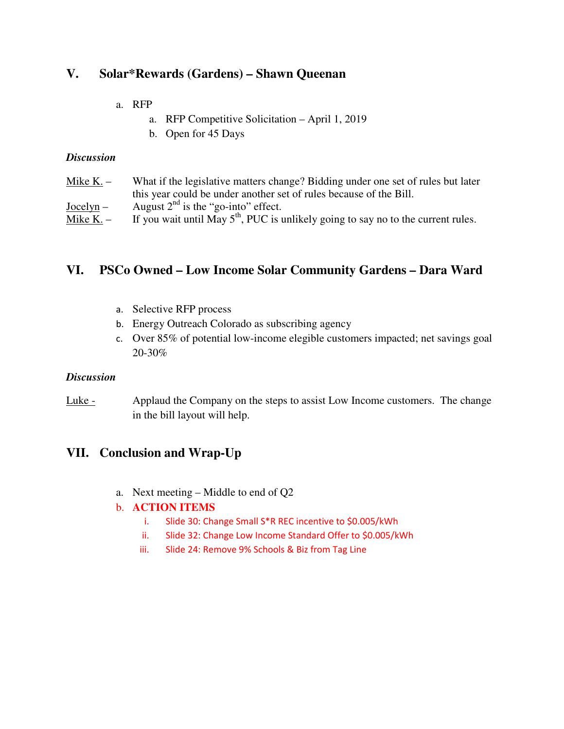## V. Solar*Rewards (Gardens) – Shawn Queenan

a. RFP
   a. RFP Competitive Solicitation – April 1, 2019
   b. Open for 45 Days

***Discussion***

Mike K. – What if the legislative matters change? Bidding under one set of rules but later this year could be under another set of rules because of the Bill.

Jocelyn – August 2nd is the "go-into" effect.

Mike K. – If you wait until May 5th, PUC is unlikely going to say no to the current rules.

## VI. PSCo Owned – Low Income Solar Community Gardens – Dara Ward

a. Selective RFP process
b. Energy Outreach Colorado as subscribing agency
c. Over 85% of potential low-income elegible customers impacted; net savings goal 20-30%

***Discussion***

Luke - Applaud the Company on the steps to assist Low Income customers. The change in the bill layout will help.

## VII. Conclusion and Wrap-Up

a. Next meeting – Middle to end of Q2
b. **ACTION ITEMS**
   i. Slide 30: Change Small S*R REC incentive to $0.005/kWh
   ii. Slide 32: Change Low Income Standard Offer to $0.005/kWh
   iii. Slide 24: Remove 9% Schools & Biz from Tag Line